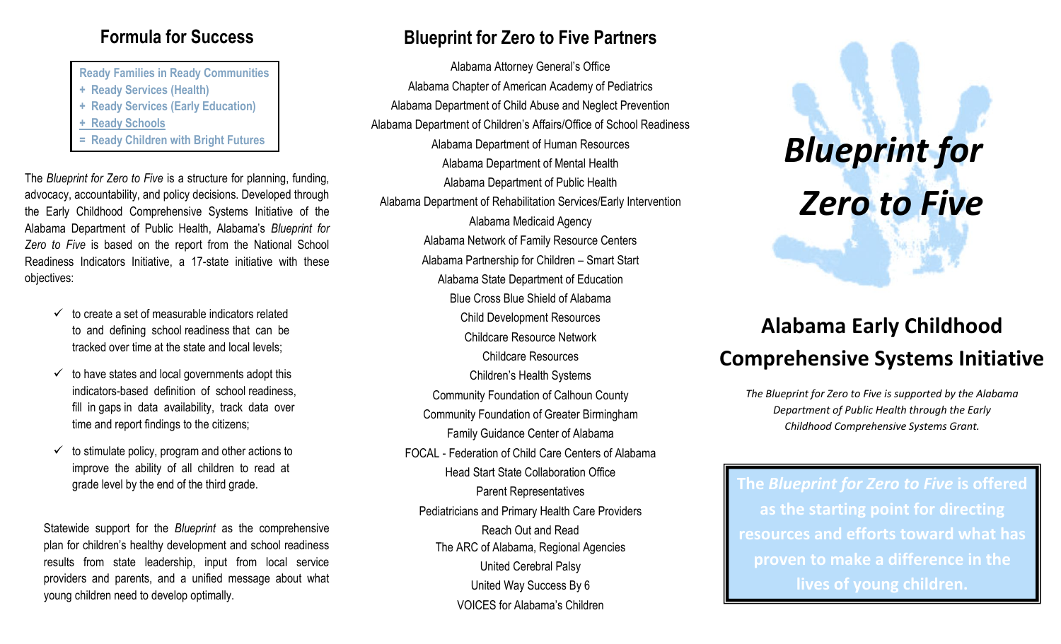## Formula for Success

Ready Families in Ready Communities
+ Ready Services (Health)
+ Ready Services (Early Education)
+ Ready Schools
= Ready Children with Bright Futures

The *Blueprint for Zero to Five* is a structure for planning, funding, advocacy, accountability, and policy decisions. Developed through the Early Childhood Comprehensive Systems Initiative of the Alabama Department of Public Health, Alabama's *Blueprint for Zero to Five* is based on the report from the National School Readiness Indicators Initiative, a 17-state initiative with these objectives:

- ✓ to create a set of measurable indicators related to and defining school readiness that can be tracked over time at the state and local levels;
- ✓ to have states and local governments adopt this indicators-based definition of school readiness, fill in gaps in data availability, track data over time and report findings to the citizens;
- ✓ to stimulate policy, program and other actions to improve the ability of all children to read at grade level by the end of the third grade.

Statewide support for the *Blueprint* as the comprehensive plan for children's healthy development and school readiness results from state leadership, input from local service providers and parents, and a unified message about what young children need to develop optimally.

## Blueprint for Zero to Five Partners

Alabama Attorney General's Office
Alabama Chapter of American Academy of Pediatrics
Alabama Department of Child Abuse and Neglect Prevention
Alabama Department of Children's Affairs/Office of School Readiness
Alabama Department of Human Resources
Alabama Department of Mental Health
Alabama Department of Public Health
Alabama Department of Rehabilitation Services/Early Intervention
Alabama Medicaid Agency
Alabama Network of Family Resource Centers
Alabama Partnership for Children – Smart Start
Alabama State Department of Education
Blue Cross Blue Shield of Alabama
Child Development Resources
Childcare Resource Network
Childcare Resources
Children's Health Systems
Community Foundation of Calhoun County
Community Foundation of Greater Birmingham
Family Guidance Center of Alabama
FOCAL - Federation of Child Care Centers of Alabama
Head Start State Collaboration Office
Parent Representatives
Pediatricians and Primary Health Care Providers
Reach Out and Read
The ARC of Alabama, Regional Agencies
United Cerebral Palsy
United Way Success By 6
VOICES for Alabama's Children

# *Blueprint for Zero to Five*

## Alabama Early Childhood Comprehensive Systems Initiative

*The Blueprint for Zero to Five is supported by the Alabama Department of Public Health through the Early Childhood Comprehensive Systems Grant.*

**The *Blueprint for Zero to Five* is offered as the starting point for directing resources and efforts toward what has proven to make a difference in the lives of young children.**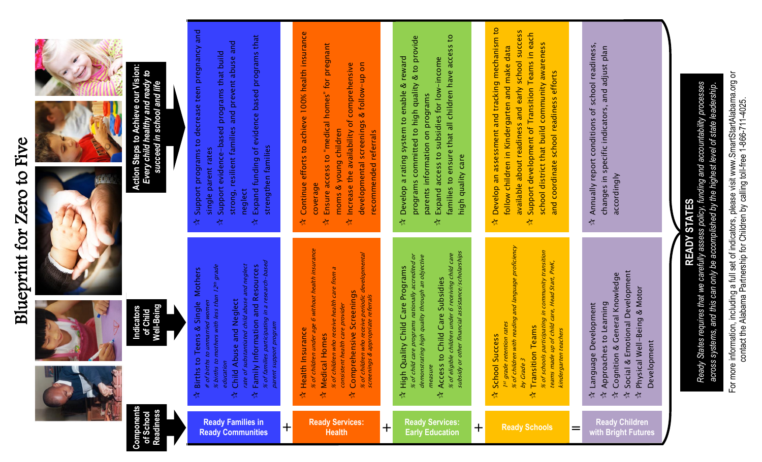# Blueprint for Zero to Five

| Components of School Readiness | Indicators of Child Well-Being | Action Steps to Achieve our Vision: *Every child healthy and ready to succeed in school and life* |
|---|---|---|
| **Ready Families in Ready Communities** + | ☆ Births to Teens & Single Mothers *# of births to unmarried women* *% births to mothers with less than 12th grade education* ☆ Child Abuse and Neglect *rate of substantiated child abuse and neglect* ☆ Family Information and Resources *% of families participating in a research-based parent support program* | ☆ Support programs to decrease teen pregnancy and single parent rates ☆ Support evidence-based programs that build strong, resilient families and prevent abuse and neglect ☆ Expand funding of evidence based programs that strengthen families |
| **Ready Services: Health** + | ☆ Health Insurance *% of children under age 6 without health insurance* ☆ Medical Homes *% of children who receive health care from a consistent health care provider* ☆ Comprehensive Screenings *% of children who receive periodic developmental screenings & appropriate referrals* | ☆ Continue efforts to achieve 100% health insurance coverage ☆ Ensure access to "medical homes" for pregnant moms & young children ☆ Increase the availability of comprehensive developmental screenings & follow-up on recommended referrals |
| **Ready Services: Early Education** + | ☆ High Quality Child Care Programs *% of child care programs nationally accredited or demonstrating high quality through an objective measure* ☆ Access to Child Care Subsidies *% of eligible children under 6 receiving child care subsidy or other financial assistance/scholarships* | ☆ Develop a rating system to enable & reward programs committed to high quality & to provide parents information on programs ☆ Expand access to subsidies for low-income families to ensure that all children have access to high quality care |
| **Ready Schools** = | ☆ School Success *1st grade retention rates* *% of children with reading and language proficiency by Grade 3* ☆ Transition Teams *% of schools participating in community transition teams made up of child care, Head Start, PreK, kindergarten teachers* | ☆ Develop an assessment and tracking mechanism to follow children in Kindergarten and make data available about readiness and early school success ☆ Support development of Transition Teams in each school district that build community awareness and coordinate school readiness efforts |
| **Ready Children with Bright Futures** | ☆ Language Development ☆ Approaches to Learning ☆ Cognition & General Knowledge ☆ Social & Emotional Development ☆ Physical Well-Being & Motor Development | ☆ Annually report conditions of school readiness, changes in specific indicators, and adjust plan accordingly |

## READY STATES

*Ready States requires that we carefully assess policy, funding and accountability processes across systems, and this can only be accomplished by the highest level of state leadership.*

For more information, including a full set of indicators, please visit www.SmartStartAlabama.org or contact the Alabama Partnership for Children by calling toll-free 1-866-711-4025.